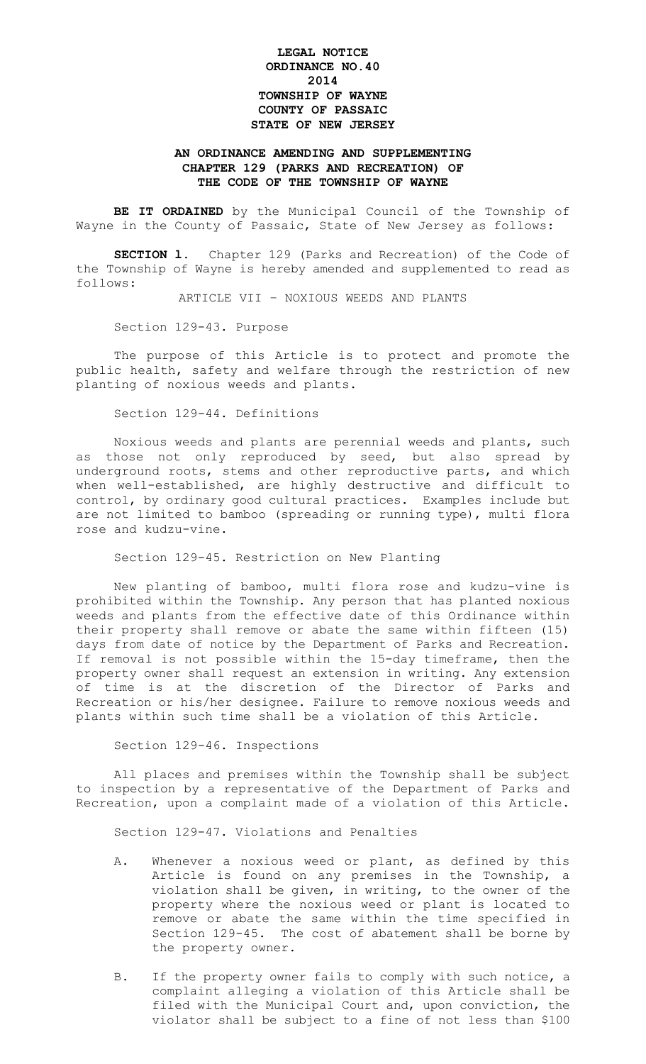**LEGAL NOTICE**
**ORDINANCE NO.40**
**2014**
**TOWNSHIP OF WAYNE**
**COUNTY OF PASSAIC**
**STATE OF NEW JERSEY**

**AN ORDINANCE AMENDING AND SUPPLEMENTING CHAPTER 129 (PARKS AND RECREATION) OF THE CODE OF THE TOWNSHIP OF WAYNE**

**BE IT ORDAINED** by the Municipal Council of the Township of Wayne in the County of Passaic, State of New Jersey as follows:

**SECTION 1.** Chapter 129 (Parks and Recreation) of the Code of the Township of Wayne is hereby amended and supplemented to read as follows:

ARTICLE VII – NOXIOUS WEEDS AND PLANTS

Section 129-43. Purpose

The purpose of this Article is to protect and promote the public health, safety and welfare through the restriction of new planting of noxious weeds and plants.

Section 129-44. Definitions

Noxious weeds and plants are perennial weeds and plants, such as those not only reproduced by seed, but also spread by underground roots, stems and other reproductive parts, and which when well-established, are highly destructive and difficult to control, by ordinary good cultural practices. Examples include but are not limited to bamboo (spreading or running type), multi flora rose and kudzu-vine.

Section 129-45. Restriction on New Planting

New planting of bamboo, multi flora rose and kudzu-vine is prohibited within the Township. Any person that has planted noxious weeds and plants from the effective date of this Ordinance within their property shall remove or abate the same within fifteen (15) days from date of notice by the Department of Parks and Recreation. If removal is not possible within the 15-day timeframe, then the property owner shall request an extension in writing. Any extension of time is at the discretion of the Director of Parks and Recreation or his/her designee. Failure to remove noxious weeds and plants within such time shall be a violation of this Article.

Section 129-46. Inspections

All places and premises within the Township shall be subject to inspection by a representative of the Department of Parks and Recreation, upon a complaint made of a violation of this Article.

Section 129-47. Violations and Penalties

A. Whenever a noxious weed or plant, as defined by this Article is found on any premises in the Township, a violation shall be given, in writing, to the owner of the property where the noxious weed or plant is located to remove or abate the same within the time specified in Section 129-45. The cost of abatement shall be borne by the property owner.

B. If the property owner fails to comply with such notice, a complaint alleging a violation of this Article shall be filed with the Municipal Court and, upon conviction, the violator shall be subject to a fine of not less than $100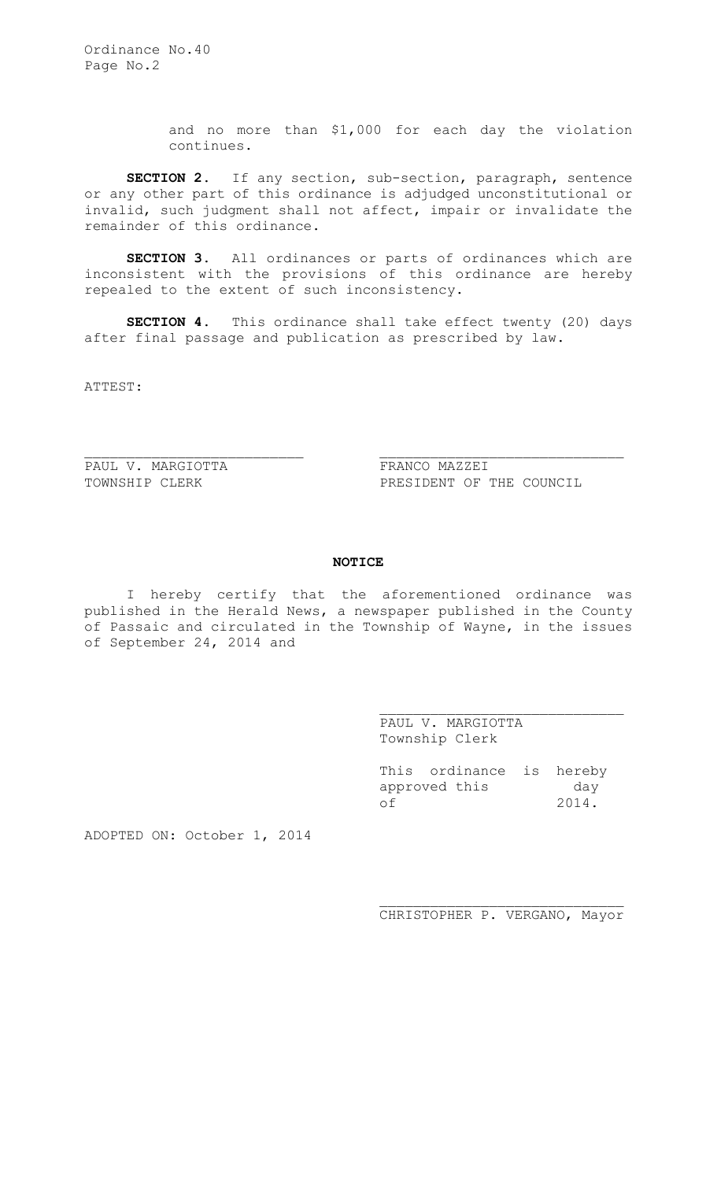and no more than $1,000 for each day the violation continues.

**SECTION 2.** If any section, sub-section, paragraph, sentence or any other part of this ordinance is adjudged unconstitutional or invalid, such judgment shall not affect, impair or invalidate the remainder of this ordinance.

**SECTION 3.** All ordinances or parts of ordinances which are inconsistent with the provisions of this ordinance are hereby repealed to the extent of such inconsistency.

**SECTION 4.** This ordinance shall take effect twenty (20) days after final passage and publication as prescribed by law.

ATTEST:

\_\_\_\_\_\_\_\_\_\_\_\_\_\_\_\_\_\_\_\_\_\_\_\_\_\_\_\_
PAUL V. MARGIOTTA
TOWNSHIP CLERK

\_\_\_\_\_\_\_\_\_\_\_\_\_\_\_\_\_\_\_\_\_\_\_\_\_\_\_\_
FRANCO MAZZEI
PRESIDENT OF THE COUNCIL

**NOTICE**

I hereby certify that the aforementioned ordinance was published in the Herald News, a newspaper published in the County of Passaic and circulated in the Township of Wayne, in the issues of September 24, 2014 and

\_\_\_\_\_\_\_\_\_\_\_\_\_\_\_\_\_\_\_\_\_\_\_\_\_\_\_\_
PAUL V. MARGIOTTA
Township Clerk

This ordinance is hereby approved this day of 2014.

ADOPTED ON: October 1, 2014

\_\_\_\_\_\_\_\_\_\_\_\_\_\_\_\_\_\_\_\_\_\_\_\_\_\_\_\_
CHRISTOPHER P. VERGANO, Mayor